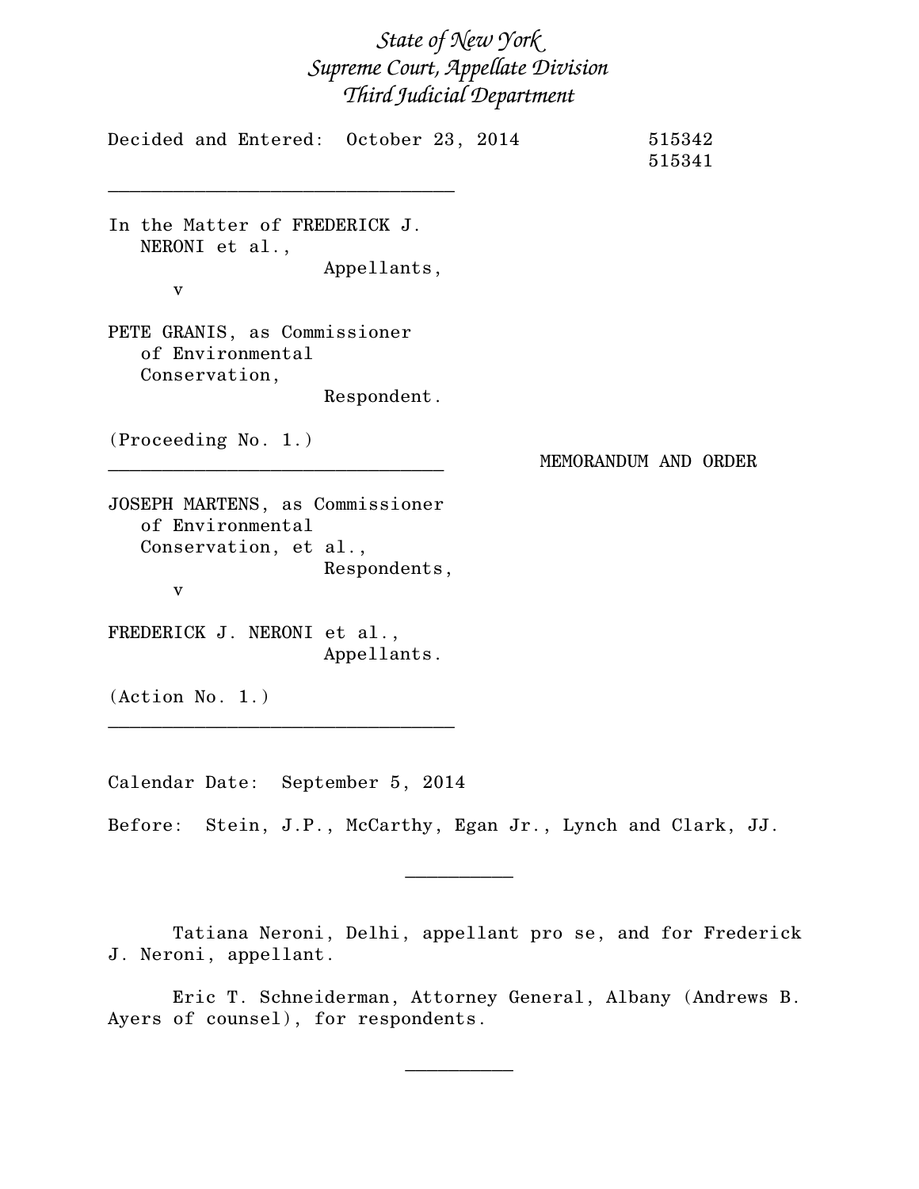*State of New York*
*Supreme Court, Appellate Division*
*Third Judicial Department*

Decided and Entered: October 23, 2014

515342
515341

---

In the Matter of FREDERICK J. NERONI et al.,
Appellants,

v

PETE GRANIS, as Commissioner of Environmental Conservation,
Respondent.

(Proceeding No. 1.)

---

MEMORANDUM AND ORDER

JOSEPH MARTENS, as Commissioner of Environmental Conservation, et al.,
Respondents,

v

FREDERICK J. NERONI et al.,
Appellants.

(Action No. 1.)

---

Calendar Date: September 5, 2014

Before: Stein, J.P., McCarthy, Egan Jr., Lynch and Clark, JJ.

---

Tatiana Neroni, Delhi, appellant pro se, and for Frederick J. Neroni, appellant.

Eric T. Schneiderman, Attorney General, Albany (Andrews B. Ayers of counsel), for respondents.

---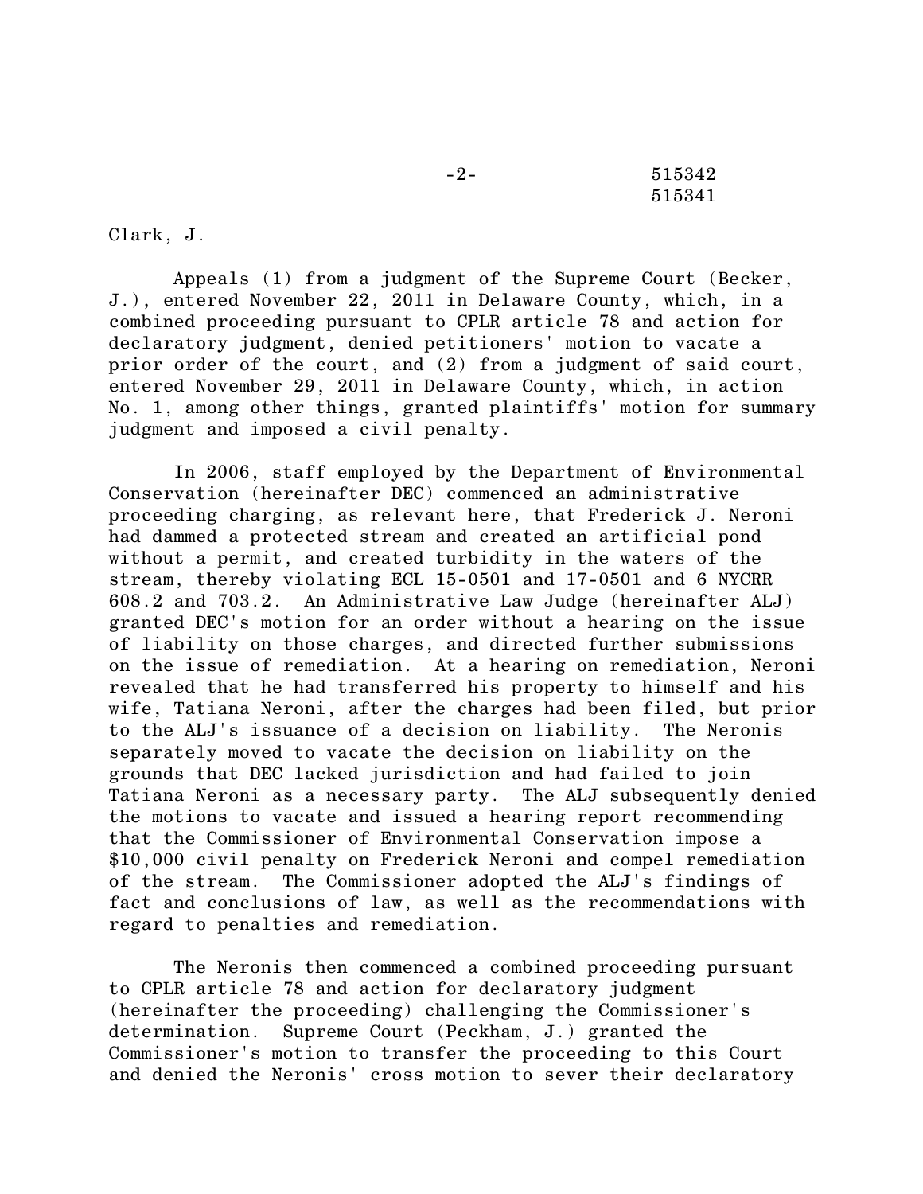Clark, J.

Appeals (1) from a judgment of the Supreme Court (Becker, J.), entered November 22, 2011 in Delaware County, which, in a combined proceeding pursuant to CPLR article 78 and action for declaratory judgment, denied petitioners' motion to vacate a prior order of the court, and (2) from a judgment of said court, entered November 29, 2011 in Delaware County, which, in action No. 1, among other things, granted plaintiffs' motion for summary judgment and imposed a civil penalty.

In 2006, staff employed by the Department of Environmental Conservation (hereinafter DEC) commenced an administrative proceeding charging, as relevant here, that Frederick J. Neroni had dammed a protected stream and created an artificial pond without a permit, and created turbidity in the waters of the stream, thereby violating ECL 15-0501 and 17-0501 and 6 NYCRR 608.2 and 703.2. An Administrative Law Judge (hereinafter ALJ) granted DEC's motion for an order without a hearing on the issue of liability on those charges, and directed further submissions on the issue of remediation. At a hearing on remediation, Neroni revealed that he had transferred his property to himself and his wife, Tatiana Neroni, after the charges had been filed, but prior to the ALJ's issuance of a decision on liability. The Neronis separately moved to vacate the decision on liability on the grounds that DEC lacked jurisdiction and had failed to join Tatiana Neroni as a necessary party. The ALJ subsequently denied the motions to vacate and issued a hearing report recommending that the Commissioner of Environmental Conservation impose a $10,000 civil penalty on Frederick Neroni and compel remediation of the stream. The Commissioner adopted the ALJ's findings of fact and conclusions of law, as well as the recommendations with regard to penalties and remediation.

The Neronis then commenced a combined proceeding pursuant to CPLR article 78 and action for declaratory judgment (hereinafter the proceeding) challenging the Commissioner's determination. Supreme Court (Peckham, J.) granted the Commissioner's motion to transfer the proceeding to this Court and denied the Neronis' cross motion to sever their declaratory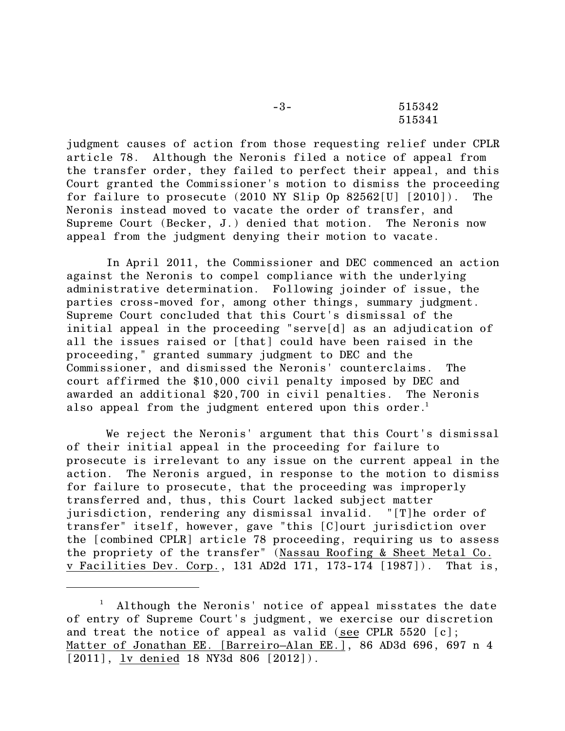judgment causes of action from those requesting relief under CPLR article 78. Although the Neronis filed a notice of appeal from the transfer order, they failed to perfect their appeal, and this Court granted the Commissioner's motion to dismiss the proceeding for failure to prosecute (2010 NY Slip Op 82562[U] [2010]). The Neronis instead moved to vacate the order of transfer, and Supreme Court (Becker, J.) denied that motion. The Neronis now appeal from the judgment denying their motion to vacate.

In April 2011, the Commissioner and DEC commenced an action against the Neronis to compel compliance with the underlying administrative determination. Following joinder of issue, the parties cross-moved for, among other things, summary judgment. Supreme Court concluded that this Court's dismissal of the initial appeal in the proceeding "serve[d] as an adjudication of all the issues raised or [that] could have been raised in the proceeding," granted summary judgment to DEC and the Commissioner, and dismissed the Neronis' counterclaims. The court affirmed the $10,000 civil penalty imposed by DEC and awarded an additional $20,700 in civil penalties. The Neronis also appeal from the judgment entered upon this order.[1]

We reject the Neronis' argument that this Court's dismissal of their initial appeal in the proceeding for failure to prosecute is irrelevant to any issue on the current appeal in the action. The Neronis argued, in response to the motion to dismiss for failure to prosecute, that the proceeding was improperly transferred and, thus, this Court lacked subject matter jurisdiction, rendering any dismissal invalid. "[T]he order of transfer" itself, however, gave "this [C]ourt jurisdiction over the [combined CPLR] article 78 proceeding, requiring us to assess the propriety of the transfer" (Nassau Roofing & Sheet Metal Co. v Facilities Dev. Corp., 131 AD2d 171, 173-174 [1987]). That is,

---

[1] Although the Neronis' notice of appeal misstates the date of entry of Supreme Court's judgment, we exercise our discretion and treat the notice of appeal as valid (see CPLR 5520 [c]; Matter of Jonathan EE. [Barreiro–Alan EE.], 86 AD3d 696, 697 n 4 [2011], lv denied 18 NY3d 806 [2012]).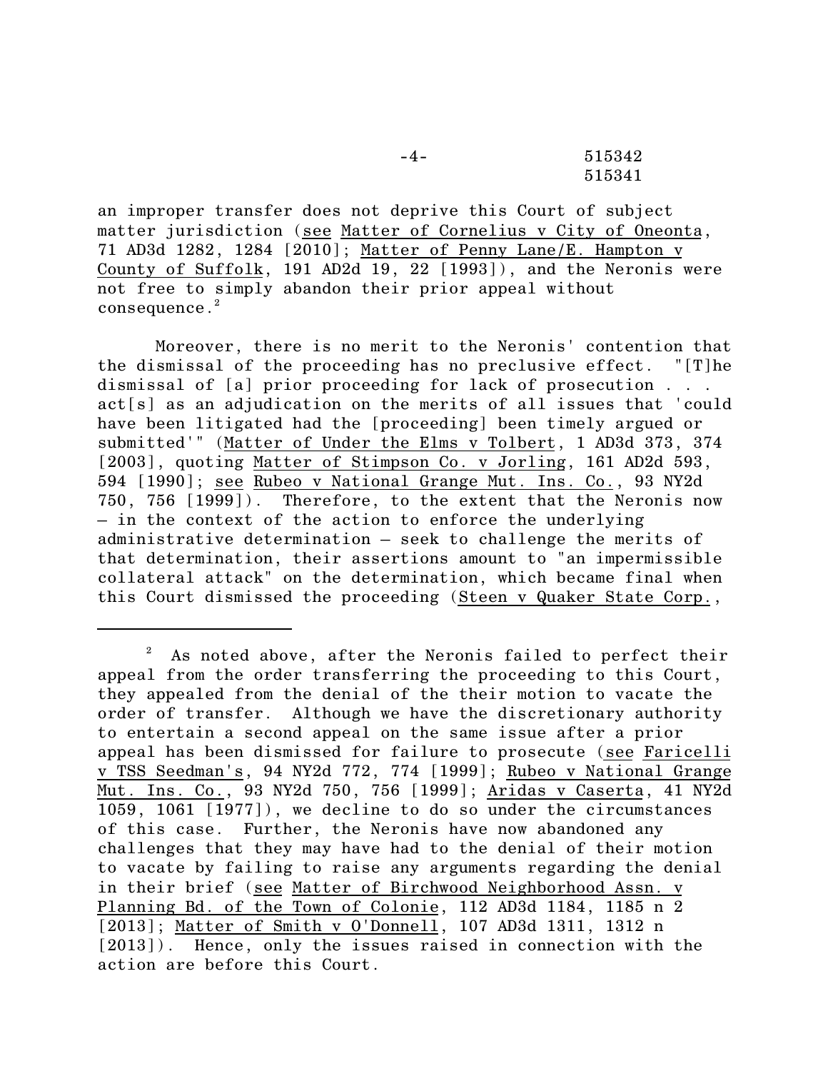an improper transfer does not deprive this Court of subject matter jurisdiction (see Matter of Cornelius v City of Oneonta, 71 AD3d 1282, 1284 [2010]; Matter of Penny Lane/E. Hampton v County of Suffolk, 191 AD2d 19, 22 [1993]), and the Neronis were not free to simply abandon their prior appeal without consequence.[2]

Moreover, there is no merit to the Neronis' contention that the dismissal of the proceeding has no preclusive effect. "[T]he dismissal of [a] prior proceeding for lack of prosecution . . . act[s] as an adjudication on the merits of all issues that 'could have been litigated had the [proceeding] been timely argued or submitted'" (Matter of Under the Elms v Tolbert, 1 AD3d 373, 374 [2003], quoting Matter of Stimpson Co. v Jorling, 161 AD2d 593, 594 [1990]; see Rubeo v National Grange Mut. Ins. Co., 93 NY2d 750, 756 [1999]). Therefore, to the extent that the Neronis now – in the context of the action to enforce the underlying administrative determination – seek to challenge the merits of that determination, their assertions amount to "an impermissible collateral attack" on the determination, which became final when this Court dismissed the proceeding (Steen v Quaker State Corp.,

---

[2] As noted above, after the Neronis failed to perfect their appeal from the order transferring the proceeding to this Court, they appealed from the denial of the their motion to vacate the order of transfer. Although we have the discretionary authority to entertain a second appeal on the same issue after a prior appeal has been dismissed for failure to prosecute (see Faricelli v TSS Seedman's, 94 NY2d 772, 774 [1999]; Rubeo v National Grange Mut. Ins. Co., 93 NY2d 750, 756 [1999]; Aridas v Caserta, 41 NY2d 1059, 1061 [1977]), we decline to do so under the circumstances of this case. Further, the Neronis have now abandoned any challenges that they may have had to the denial of their motion to vacate by failing to raise any arguments regarding the denial in their brief (see Matter of Birchwood Neighborhood Assn. v Planning Bd. of the Town of Colonie, 112 AD3d 1184, 1185 n 2 [2013]; Matter of Smith v O'Donnell, 107 AD3d 1311, 1312 n [2013]). Hence, only the issues raised in connection with the action are before this Court.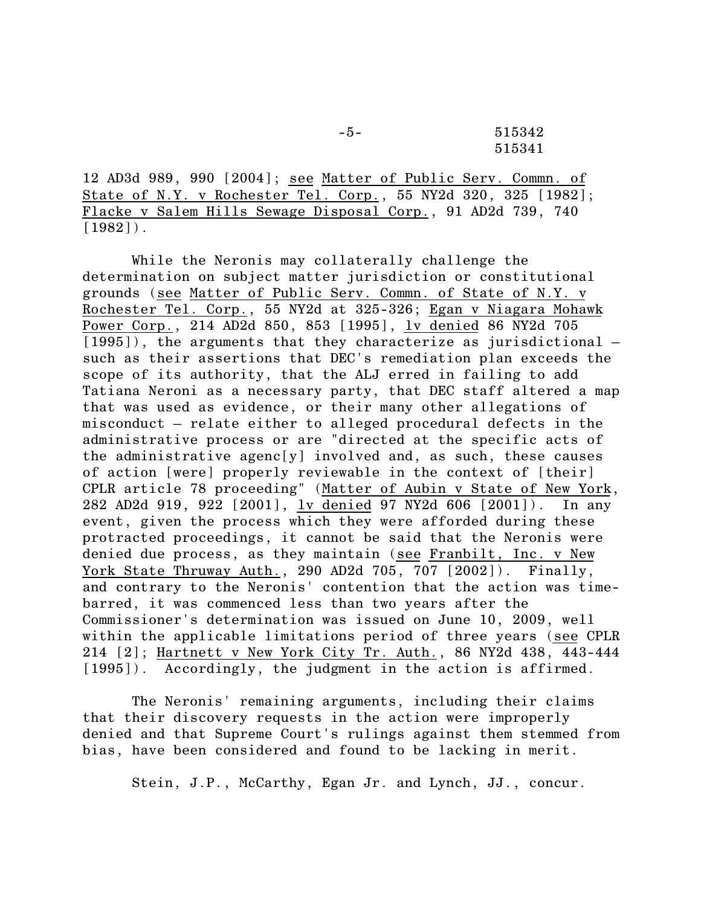12 AD3d 989, 990 [2004]; see Matter of Public Serv. Commn. of State of N.Y. v Rochester Tel. Corp., 55 NY2d 320, 325 [1982]; Flacke v Salem Hills Sewage Disposal Corp., 91 AD2d 739, 740 [1982]).

While the Neronis may collaterally challenge the determination on subject matter jurisdiction or constitutional grounds (see Matter of Public Serv. Commn. of State of N.Y. v Rochester Tel. Corp., 55 NY2d at 325-326; Egan v Niagara Mohawk Power Corp., 214 AD2d 850, 853 [1995], lv denied 86 NY2d 705 [1995]), the arguments that they characterize as jurisdictional – such as their assertions that DEC's remediation plan exceeds the scope of its authority, that the ALJ erred in failing to add Tatiana Neroni as a necessary party, that DEC staff altered a map that was used as evidence, or their many other allegations of misconduct – relate either to alleged procedural defects in the administrative process or are "directed at the specific acts of the administrative agenc[y] involved and, as such, these causes of action [were] properly reviewable in the context of [their] CPLR article 78 proceeding" (Matter of Aubin v State of New York, 282 AD2d 919, 922 [2001], lv denied 97 NY2d 606 [2001]). In any event, given the process which they were afforded during these protracted proceedings, it cannot be said that the Neronis were denied due process, as they maintain (see Franbilt, Inc. v New York State Thruway Auth., 290 AD2d 705, 707 [2002]). Finally, and contrary to the Neronis' contention that the action was time-barred, it was commenced less than two years after the Commissioner's determination was issued on June 10, 2009, well within the applicable limitations period of three years (see CPLR 214 [2]; Hartnett v New York City Tr. Auth., 86 NY2d 438, 443-444 [1995]). Accordingly, the judgment in the action is affirmed.

The Neronis' remaining arguments, including their claims that their discovery requests in the action were improperly denied and that Supreme Court's rulings against them stemmed from bias, have been considered and found to be lacking in merit.

Stein, J.P., McCarthy, Egan Jr. and Lynch, JJ., concur.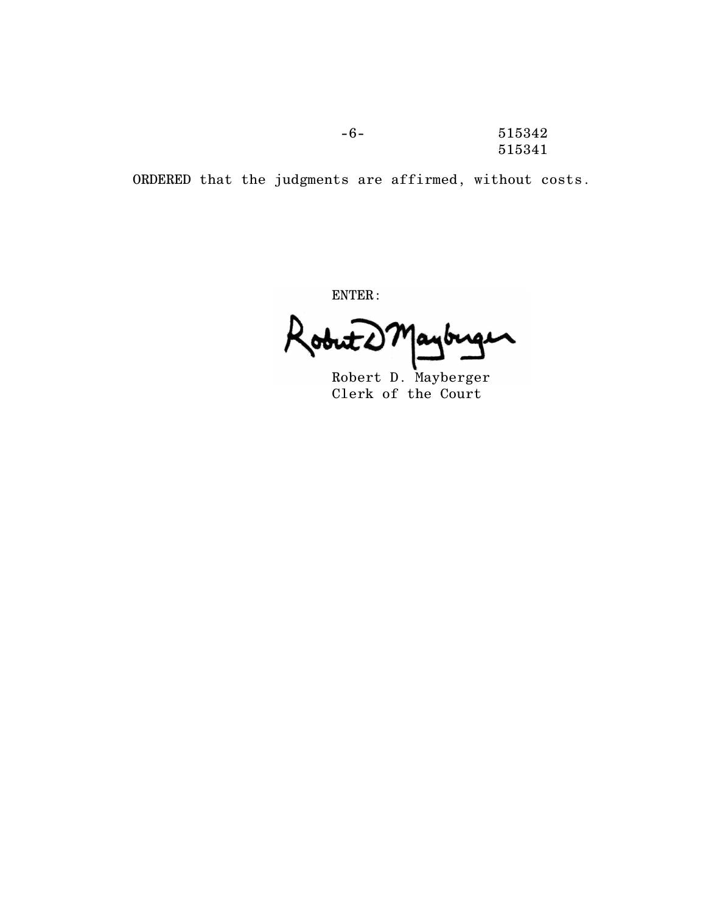515342
515341

ORDERED that the judgments are affirmed, without costs.

ENTER:

Robert D. Mayberger
Clerk of the Court